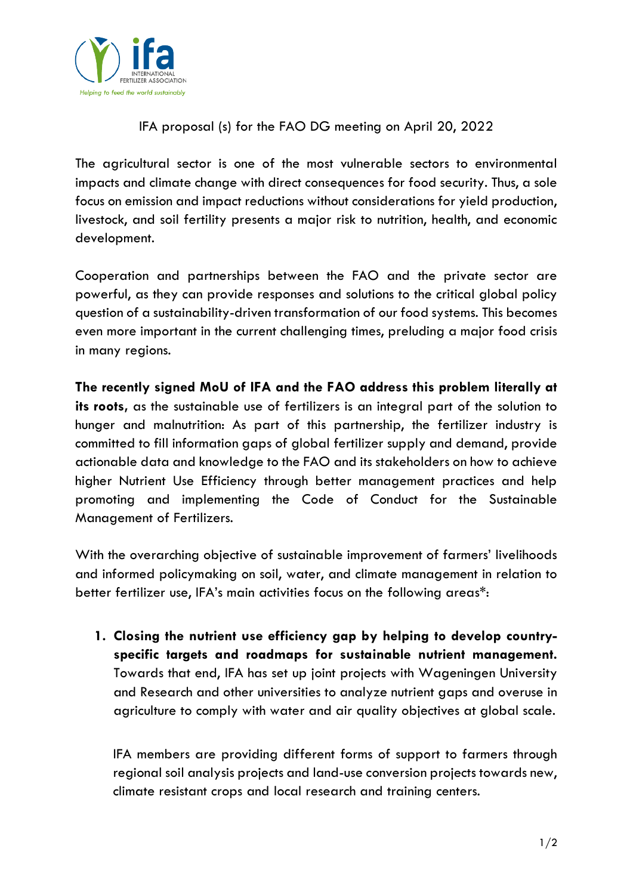IFA proposal (s) for the FAO DG meeting on April 20, 2022

The agricultural sector is one of the most vulnerable sectors to environmental impacts and climate change with direct consequences for food security. Thus, a sole focus on emission and impact reductions without considerations for yield production, livestock, and soil fertility presents a major risk to nutrition, health, and economic development.

Cooperation and partnerships between the FAO and the private sector are powerful, as they can provide responses and solutions to the critical global policy question of a sustainability-driven transformation of our food systems. This becomes even more important in the current challenging times, preluding a major food crisis in many regions.

**The recently signed MoU of IFA and the FAO address this problem literally at its roots,** as the sustainable use of fertilizers is an integral part of the solution to hunger and malnutrition: As part of this partnership, the fertilizer industry is committed to fill information gaps of global fertilizer supply and demand, provide actionable data and knowledge to the FAO and its stakeholders on how to achieve higher Nutrient Use Efficiency through better management practices and help promoting and implementing the Code of Conduct for the Sustainable Management of Fertilizers.

With the overarching objective of sustainable improvement of farmers' livelihoods and informed policymaking on soil, water, and climate management in relation to better fertilizer use, IFA's main activities focus on the following areas*:

1. **Closing the nutrient use efficiency gap by helping to develop country-specific targets and roadmaps for sustainable nutrient management.** Towards that end, IFA has set up joint projects with Wageningen University and Research and other universities to analyze nutrient gaps and overuse in agriculture to comply with water and air quality objectives at global scale.

   IFA members are providing different forms of support to farmers through regional soil analysis projects and land-use conversion projects towards new, climate resistant crops and local research and training centers.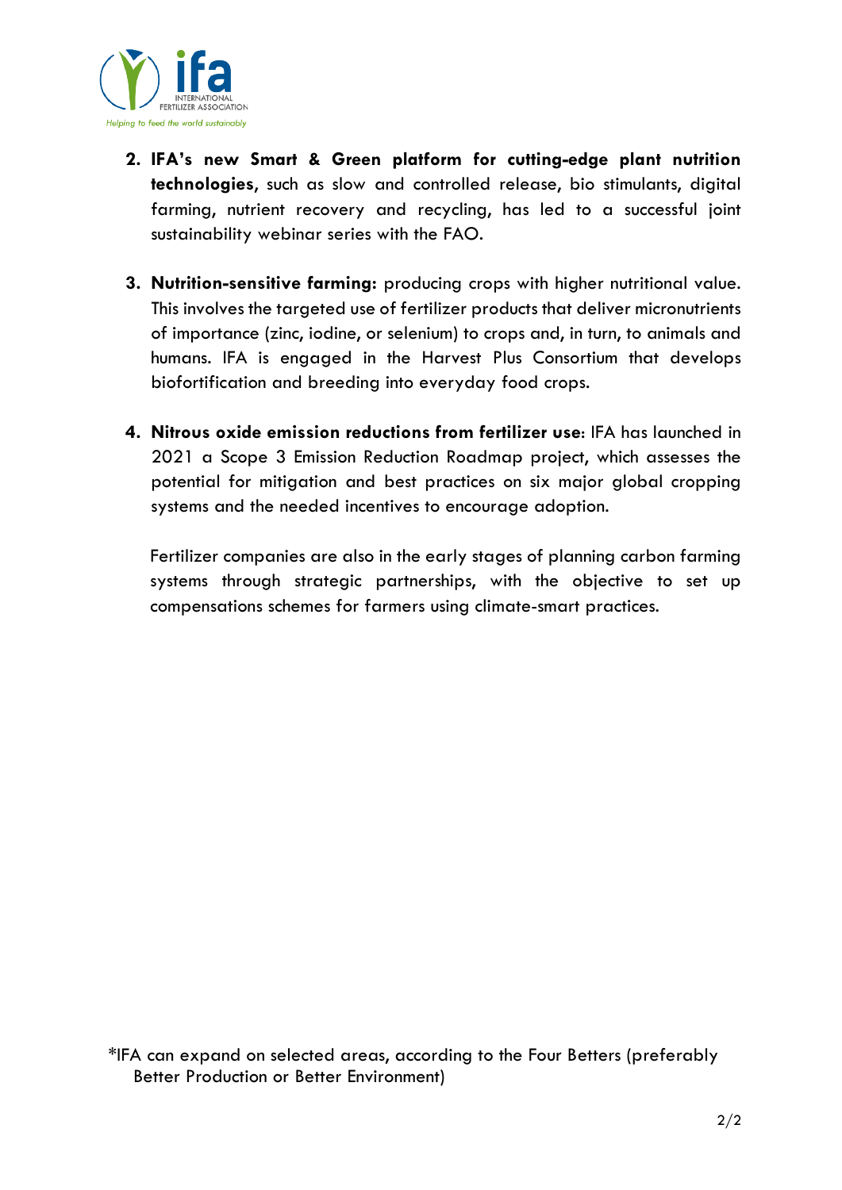2. **IFA's new Smart & Green platform for cutting-edge plant nutrition technologies**, such as slow and controlled release, bio stimulants, digital farming, nutrient recovery and recycling, has led to a successful joint sustainability webinar series with the FAO.

3. **Nutrition-sensitive farming:** producing crops with higher nutritional value. This involves the targeted use of fertilizer products that deliver micronutrients of importance (zinc, iodine, or selenium) to crops and, in turn, to animals and humans. IFA is engaged in the Harvest Plus Consortium that develops biofortification and breeding into everyday food crops.

4. **Nitrous oxide emission reductions from fertilizer use**: IFA has launched in 2021 a Scope 3 Emission Reduction Roadmap project, which assesses the potential for mitigation and best practices on six major global cropping systems and the needed incentives to encourage adoption.

   Fertilizer companies are also in the early stages of planning carbon farming systems through strategic partnerships, with the objective to set up compensations schemes for farmers using climate-smart practices.

*IFA can expand on selected areas, according to the Four Betters (preferably Better Production or Better Environment)